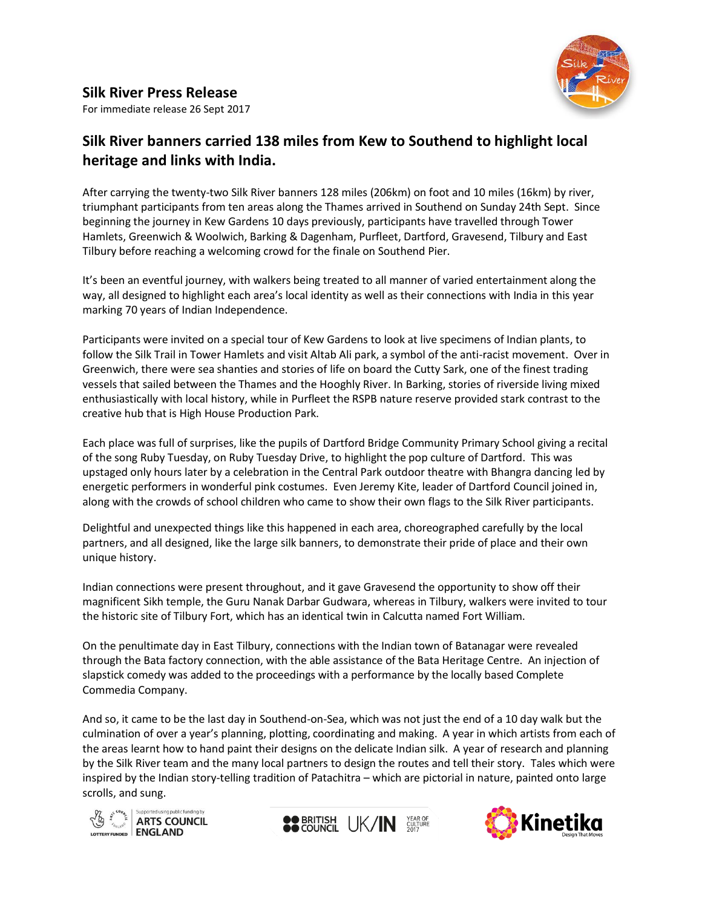# Silk River Press Release

For immediate release 26 Sept 2017

## Silk River banners carried 138 miles from Kew to Southend to highlight local heritage and links with India.

After carrying the twenty-two Silk River banners 128 miles (206km) on foot and 10 miles (16km) by river, triumphant participants from ten areas along the Thames arrived in Southend on Sunday 24th Sept. Since beginning the journey in Kew Gardens 10 days previously, participants have travelled through Tower Hamlets, Greenwich & Woolwich, Barking & Dagenham, Purfleet, Dartford, Gravesend, Tilbury and East Tilbury before reaching a welcoming crowd for the finale on Southend Pier.

It's been an eventful journey, with walkers being treated to all manner of varied entertainment along the way, all designed to highlight each area's local identity as well as their connections with India in this year marking 70 years of Indian Independence.

Participants were invited on a special tour of Kew Gardens to look at live specimens of Indian plants, to follow the Silk Trail in Tower Hamlets and visit Altab Ali park, a symbol of the anti-racist movement. Over in Greenwich, there were sea shanties and stories of life on board the Cutty Sark, one of the finest trading vessels that sailed between the Thames and the Hooghly River. In Barking, stories of riverside living mixed enthusiastically with local history, while in Purfleet the RSPB nature reserve provided stark contrast to the creative hub that is High House Production Park.

Each place was full of surprises, like the pupils of Dartford Bridge Community Primary School giving a recital of the song Ruby Tuesday, on Ruby Tuesday Drive, to highlight the pop culture of Dartford. This was upstaged only hours later by a celebration in the Central Park outdoor theatre with Bhangra dancing led by energetic performers in wonderful pink costumes. Even Jeremy Kite, leader of Dartford Council joined in, along with the crowds of school children who came to show their own flags to the Silk River participants.

Delightful and unexpected things like this happened in each area, choreographed carefully by the local partners, and all designed, like the large silk banners, to demonstrate their pride of place and their own unique history.

Indian connections were present throughout, and it gave Gravesend the opportunity to show off their magnificent Sikh temple, the Guru Nanak Darbar Gudwara, whereas in Tilbury, walkers were invited to tour the historic site of Tilbury Fort, which has an identical twin in Calcutta named Fort William.

On the penultimate day in East Tilbury, connections with the Indian town of Batanagar were revealed through the Bata factory connection, with the able assistance of the Bata Heritage Centre. An injection of slapstick comedy was added to the proceedings with a performance by the locally based Complete Commedia Company.

And so, it came to be the last day in Southend-on-Sea, which was not just the end of a 10 day walk but the culmination of over a year's planning, plotting, coordinating and making. A year in which artists from each of the areas learnt how to hand paint their designs on the delicate Indian silk. A year of research and planning by the Silk River team and the many local partners to design the routes and tell their story. Tales which were inspired by the Indian story-telling tradition of Patachitra – which are pictorial in nature, painted onto large scrolls, and sung.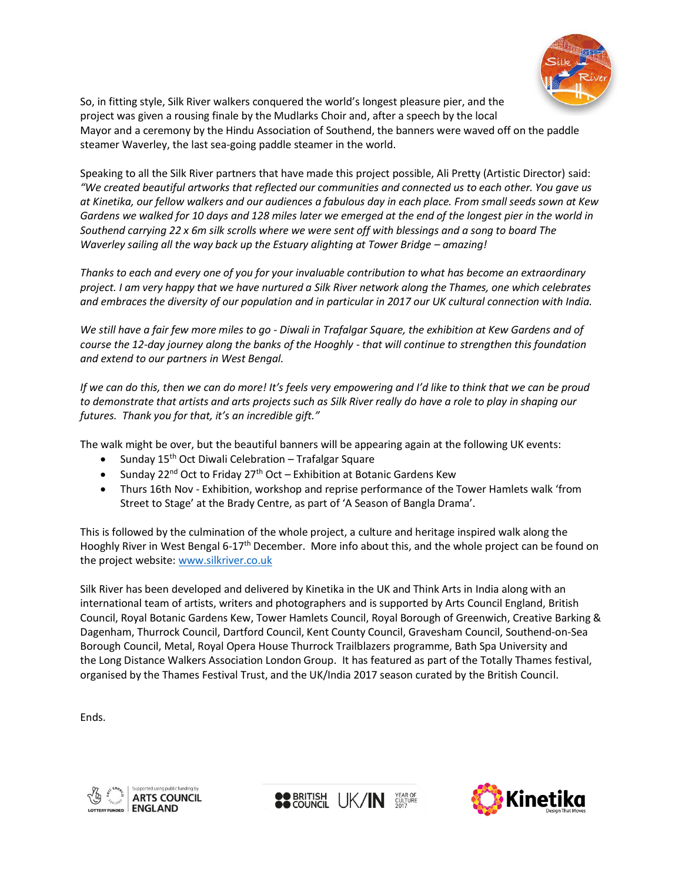So, in fitting style, Silk River walkers conquered the world's longest pleasure pier, and the project was given a rousing finale by the Mudlarks Choir and, after a speech by the local Mayor and a ceremony by the Hindu Association of Southend, the banners were waved off on the paddle steamer Waverley, the last sea-going paddle steamer in the world.

Speaking to all the Silk River partners that have made this project possible, Ali Pretty (Artistic Director) said: *"We created beautiful artworks that reflected our communities and connected us to each other. You gave us at Kinetika, our fellow walkers and our audiences a fabulous day in each place. From small seeds sown at Kew Gardens we walked for 10 days and 128 miles later we emerged at the end of the longest pier in the world in Southend carrying 22 x 6m silk scrolls where we were sent off with blessings and a song to board The Waverley sailing all the way back up the Estuary alighting at Tower Bridge – amazing!*

*Thanks to each and every one of you for your invaluable contribution to what has become an extraordinary project. I am very happy that we have nurtured a Silk River network along the Thames, one which celebrates and embraces the diversity of our population and in particular in 2017 our UK cultural connection with India.*

*We still have a fair few more miles to go - Diwali in Trafalgar Square, the exhibition at Kew Gardens and of course the 12-day journey along the banks of the Hooghly - that will continue to strengthen this foundation and extend to our partners in West Bengal.*

*If we can do this, then we can do more! It's feels very empowering and I'd like to think that we can be proud to demonstrate that artists and arts projects such as Silk River really do have a role to play in shaping our futures. Thank you for that, it's an incredible gift."*

The walk might be over, but the beautiful banners will be appearing again at the following UK events:

- Sunday 15th Oct Diwali Celebration – Trafalgar Square
- Sunday 22nd Oct to Friday 27th Oct – Exhibition at Botanic Gardens Kew
- Thurs 16th Nov - Exhibition, workshop and reprise performance of the Tower Hamlets walk 'from Street to Stage' at the Brady Centre, as part of 'A Season of Bangla Drama'.

This is followed by the culmination of the whole project, a culture and heritage inspired walk along the Hooghly River in West Bengal 6-17th December. More info about this, and the whole project can be found on the project website: [www.silkriver.co.uk](www.silkriver.co.uk)

Silk River has been developed and delivered by Kinetika in the UK and Think Arts in India along with an international team of artists, writers and photographers and is supported by Arts Council England, British Council, Royal Botanic Gardens Kew, Tower Hamlets Council, Royal Borough of Greenwich, Creative Barking & Dagenham, Thurrock Council, Dartford Council, Kent County Council, Gravesham Council, Southend-on-Sea Borough Council, Metal, Royal Opera House Thurrock Trailblazers programme, Bath Spa University and the Long Distance Walkers Association London Group. It has featured as part of the Totally Thames festival, organised by the Thames Festival Trust, and the UK/India 2017 season curated by the British Council.

Ends.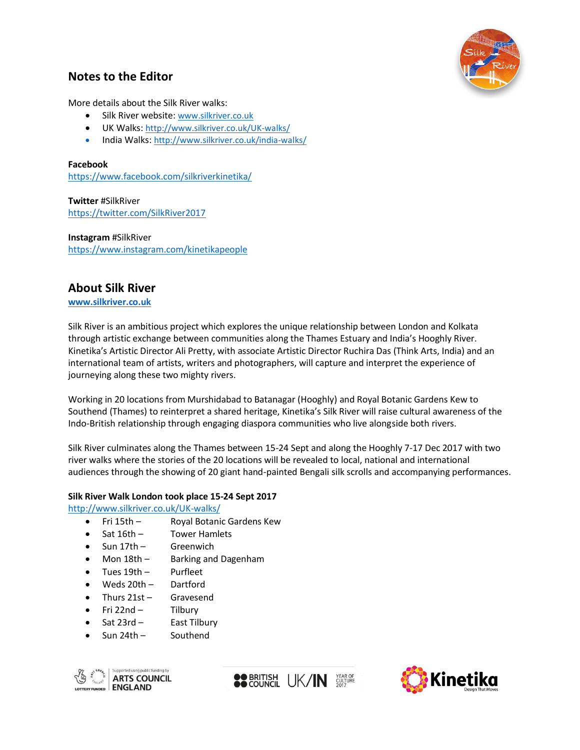## Notes to the Editor

More details about the Silk River walks:

- Silk River website: www.silkriver.co.uk
- UK Walks: http://www.silkriver.co.uk/UK-walks/
- India Walks: http://www.silkriver.co.uk/india-walks/

**Facebook**
https://www.facebook.com/silkriverkinetika/

**Twitter** #SilkRiver
https://twitter.com/SilkRiver2017

**Instagram** #SilkRiver
https://www.instagram.com/kinetikapeople

## About Silk River

**www.silkriver.co.uk**

Silk River is an ambitious project which explores the unique relationship between London and Kolkata through artistic exchange between communities along the Thames Estuary and India's Hooghly River. Kinetika's Artistic Director Ali Pretty, with associate Artistic Director Ruchira Das (Think Arts, India) and an international team of artists, writers and photographers, will capture and interpret the experience of journeying along these two mighty rivers.

Working in 20 locations from Murshidabad to Batanagar (Hooghly) and Royal Botanic Gardens Kew to Southend (Thames) to reinterpret a shared heritage, Kinetika's Silk River will raise cultural awareness of the Indo-British relationship through engaging diaspora communities who live alongside both rivers.

Silk River culminates along the Thames between 15-24 Sept and along the Hooghly 7-17 Dec 2017 with two river walks where the stories of the 20 locations will be revealed to local, national and international audiences through the showing of 20 giant hand-painted Bengali silk scrolls and accompanying performances.

**Silk River Walk London took place 15-24 Sept 2017**
http://www.silkriver.co.uk/UK-walks/

- Fri 15th – Royal Botanic Gardens Kew
- Sat 16th – Tower Hamlets
- Sun 17th – Greenwich
- Mon 18th – Barking and Dagenham
- Tues 19th – Purfleet
- Weds 20th – Dartford
- Thurs 21st – Gravesend
- Fri 22nd – Tilbury
- Sat 23rd – East Tilbury
- Sun 24th – Southend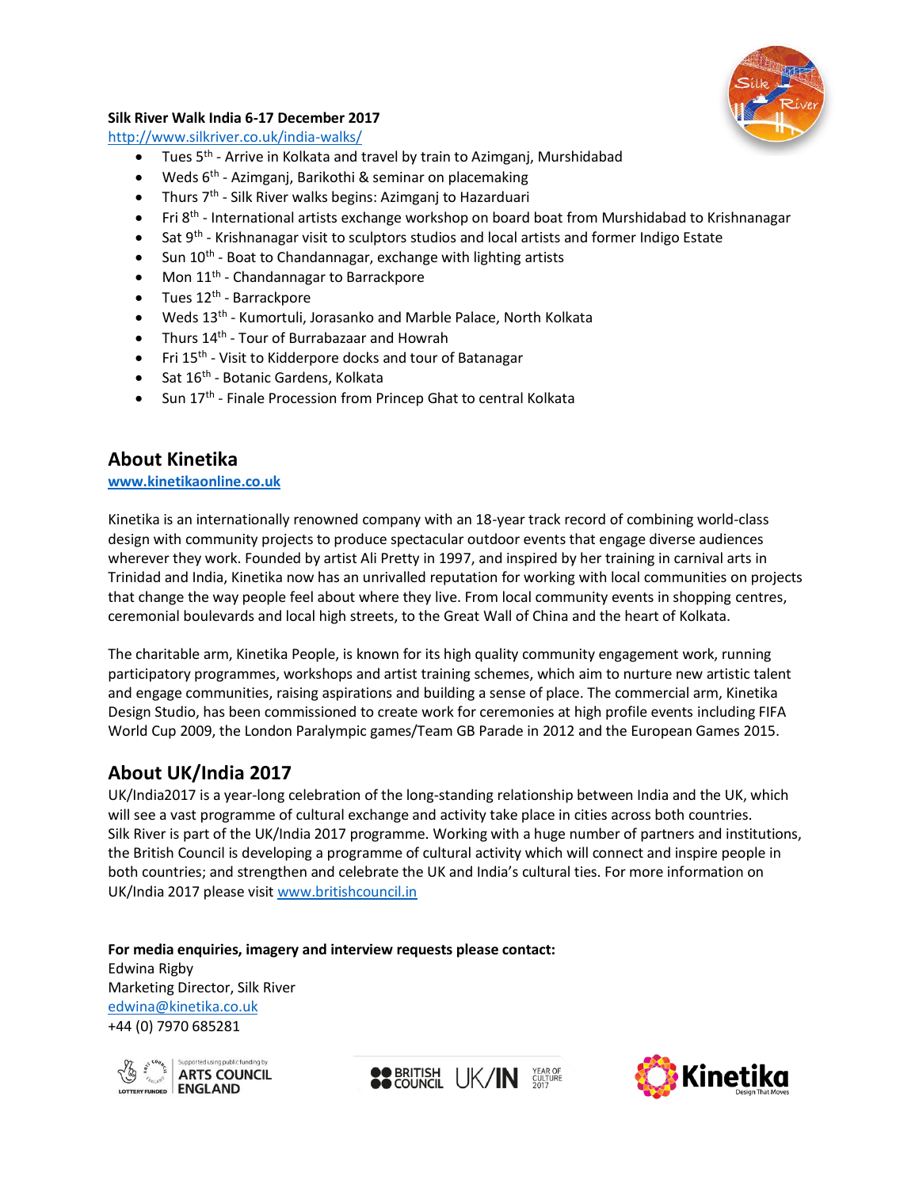**Silk River Walk India 6-17 December 2017**

http://www.silkriver.co.uk/india-walks/

- Tues 5th - Arrive in Kolkata and travel by train to Azimganj, Murshidabad
- Weds 6th - Azimganj, Barikothi & seminar on placemaking
- Thurs 7th - Silk River walks begins: Azimganj to Hazarduari
- Fri 8th - International artists exchange workshop on board boat from Murshidabad to Krishnanagar
- Sat 9th - Krishnanagar visit to sculptors studios and local artists and former Indigo Estate
- Sun 10th - Boat to Chandannagar, exchange with lighting artists
- Mon 11th - Chandannagar to Barrackpore
- Tues 12th - Barrackpore
- Weds 13th - Kumortuli, Jorasanko and Marble Palace, North Kolkata
- Thurs 14th - Tour of Burrabazaar and Howrah
- Fri 15th - Visit to Kidderpore docks and tour of Batanagar
- Sat 16th - Botanic Gardens, Kolkata
- Sun 17th - Finale Procession from Princep Ghat to central Kolkata

## About Kinetika

**www.kinetikaonline.co.uk**

Kinetika is an internationally renowned company with an 18-year track record of combining world-class design with community projects to produce spectacular outdoor events that engage diverse audiences wherever they work. Founded by artist Ali Pretty in 1997, and inspired by her training in carnival arts in Trinidad and India, Kinetika now has an unrivalled reputation for working with local communities on projects that change the way people feel about where they live. From local community events in shopping centres, ceremonial boulevards and local high streets, to the Great Wall of China and the heart of Kolkata.

The charitable arm, Kinetika People, is known for its high quality community engagement work, running participatory programmes, workshops and artist training schemes, which aim to nurture new artistic talent and engage communities, raising aspirations and building a sense of place. The commercial arm, Kinetika Design Studio, has been commissioned to create work for ceremonies at high profile events including FIFA World Cup 2009, the London Paralympic games/Team GB Parade in 2012 and the European Games 2015.

## About UK/India 2017

UK/India2017 is a year-long celebration of the long-standing relationship between India and the UK, which will see a vast programme of cultural exchange and activity take place in cities across both countries. Silk River is part of the UK/India 2017 programme. Working with a huge number of partners and institutions, the British Council is developing a programme of cultural activity which will connect and inspire people in both countries; and strengthen and celebrate the UK and India's cultural ties. For more information on UK/India 2017 please visit www.britishcouncil.in

**For media enquiries, imagery and interview requests please contact:**

Edwina Rigby
Marketing Director, Silk River
edwina@kinetika.co.uk
+44 (0) 7970 685281

Supported using public funding by ARTS COUNCIL ENGLAND LOTTERY FUNDED

BRITISH COUNCIL UK/IN YEAR OF CULTURE 2017

Kinetika Design That Moves